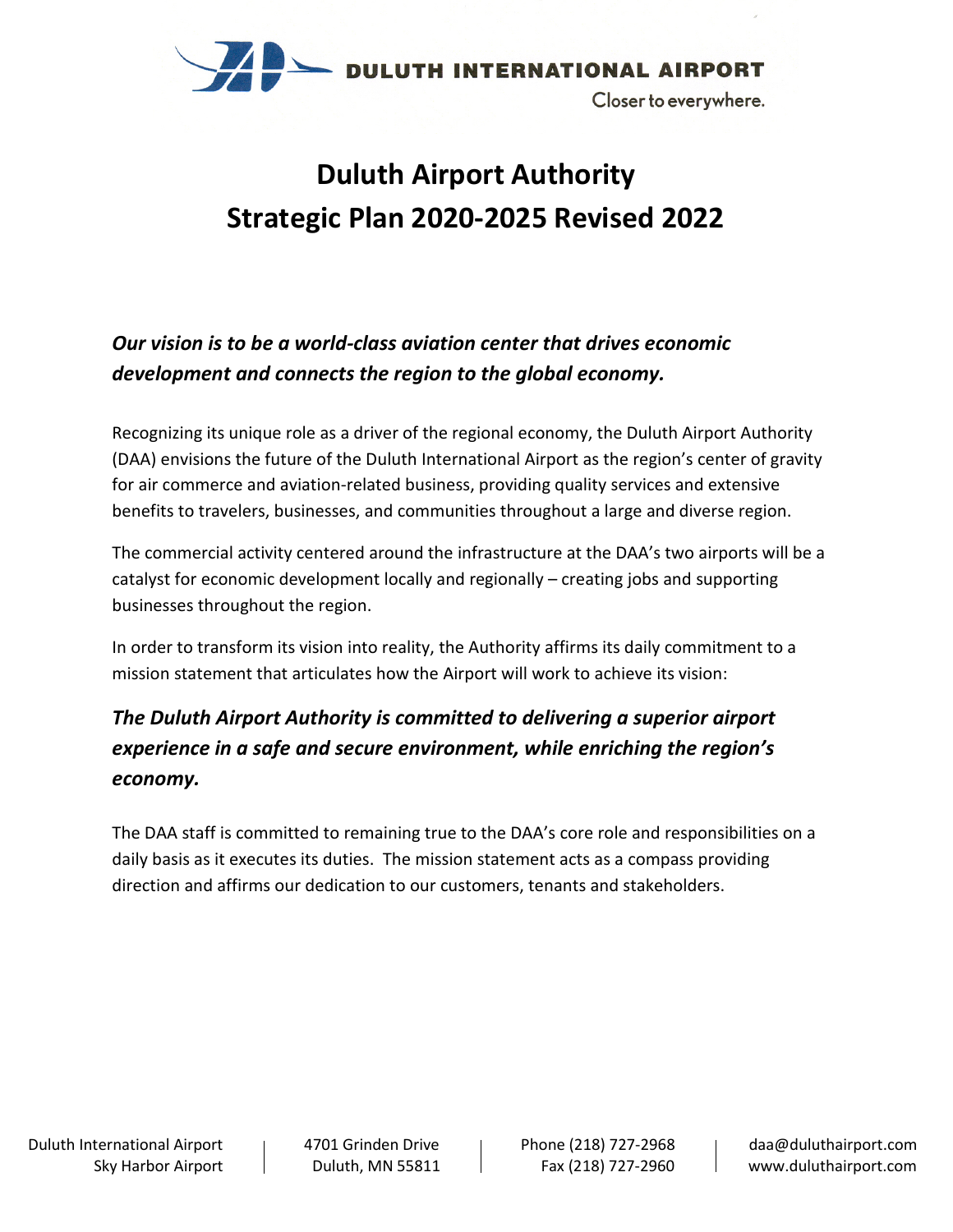DULUTH INTERNATIONAL AIRPORT

Closer to everywhere.

# Duluth Airport Authority
# Strategic Plan 2020-2025 Revised 2022

***Our vision is to be a world-class aviation center that drives economic development and connects the region to the global economy.***

Recognizing its unique role as a driver of the regional economy, the Duluth Airport Authority (DAA) envisions the future of the Duluth International Airport as the region's center of gravity for air commerce and aviation-related business, providing quality services and extensive benefits to travelers, businesses, and communities throughout a large and diverse region.

The commercial activity centered around the infrastructure at the DAA's two airports will be a catalyst for economic development locally and regionally – creating jobs and supporting businesses throughout the region.

In order to transform its vision into reality, the Authority affirms its daily commitment to a mission statement that articulates how the Airport will work to achieve its vision:

***The Duluth Airport Authority is committed to delivering a superior airport experience in a safe and secure environment, while enriching the region's economy.***

The DAA staff is committed to remaining true to the DAA's core role and responsibilities on a daily basis as it executes its duties. The mission statement acts as a compass providing direction and affirms our dedication to our customers, tenants and stakeholders.

Duluth International Airport | 4701 Grinden Drive | Phone (218) 727-2968 | daa@duluthairport.com
Sky Harbor Airport | Duluth, MN 55811 | Fax (218) 727-2960 | www.duluthairport.com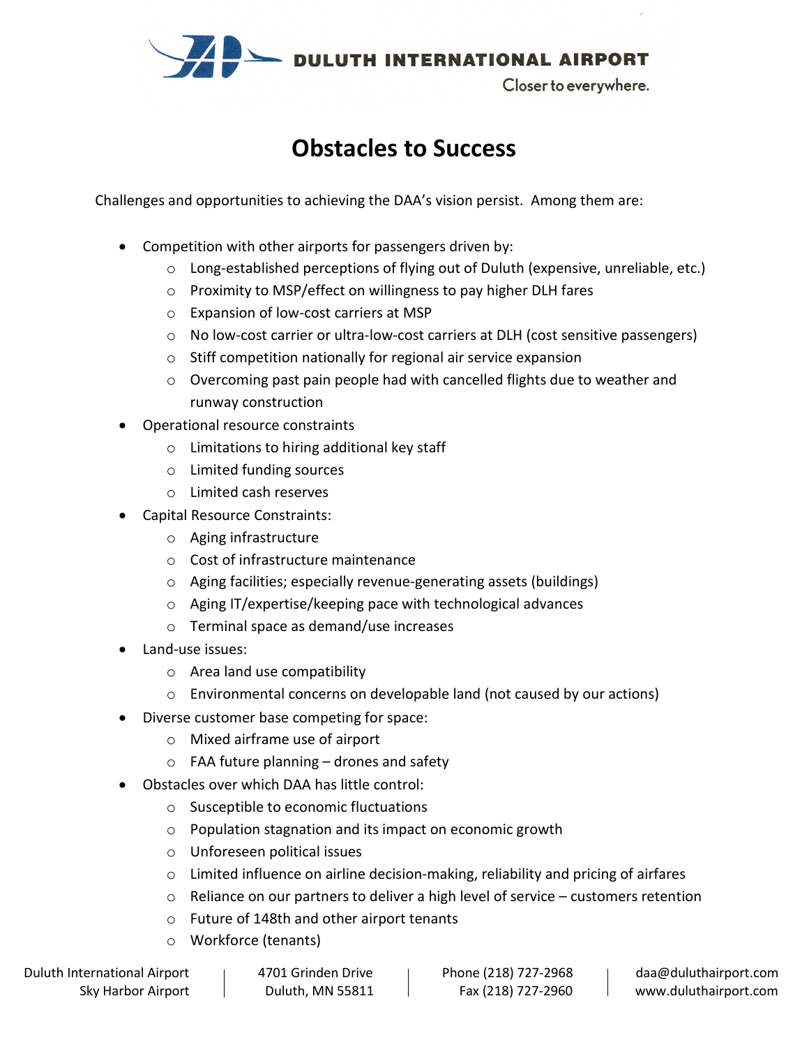# Obstacles to Success

Challenges and opportunities to achieving the DAA's vision persist. Among them are:

- Competition with other airports for passengers driven by:
  - Long-established perceptions of flying out of Duluth (expensive, unreliable, etc.)
  - Proximity to MSP/effect on willingness to pay higher DLH fares
  - Expansion of low-cost carriers at MSP
  - No low-cost carrier or ultra-low-cost carriers at DLH (cost sensitive passengers)
  - Stiff competition nationally for regional air service expansion
  - Overcoming past pain people had with cancelled flights due to weather and runway construction
- Operational resource constraints
  - Limitations to hiring additional key staff
  - Limited funding sources
  - Limited cash reserves
- Capital Resource Constraints:
  - Aging infrastructure
  - Cost of infrastructure maintenance
  - Aging facilities; especially revenue-generating assets (buildings)
  - Aging IT/expertise/keeping pace with technological advances
  - Terminal space as demand/use increases
- Land-use issues:
  - Area land use compatibility
  - Environmental concerns on developable land (not caused by our actions)
- Diverse customer base competing for space:
  - Mixed airframe use of airport
  - FAA future planning – drones and safety
- Obstacles over which DAA has little control:
  - Susceptible to economic fluctuations
  - Population stagnation and its impact on economic growth
  - Unforeseen political issues
  - Limited influence on airline decision-making, reliability and pricing of airfares
  - Reliance on our partners to deliver a high level of service – customers retention
  - Future of 148th and other airport tenants
  - Workforce (tenants)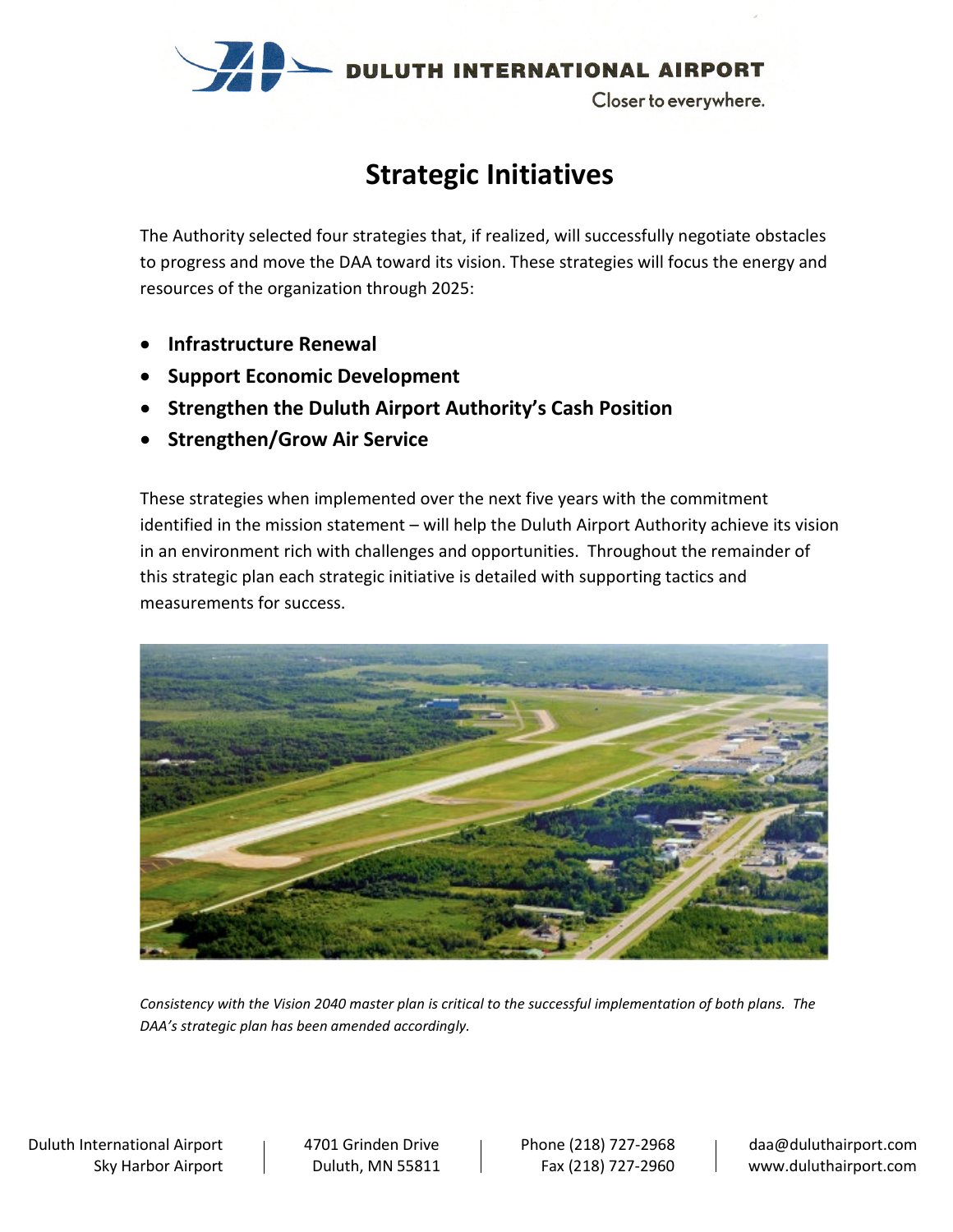# Strategic Initiatives

The Authority selected four strategies that, if realized, will successfully negotiate obstacles to progress and move the DAA toward its vision. These strategies will focus the energy and resources of the organization through 2025:

- **Infrastructure Renewal**
- **Support Economic Development**
- **Strengthen the Duluth Airport Authority's Cash Position**
- **Strengthen/Grow Air Service**

These strategies when implemented over the next five years with the commitment identified in the mission statement – will help the Duluth Airport Authority achieve its vision in an environment rich with challenges and opportunities. Throughout the remainder of this strategic plan each strategic initiative is detailed with supporting tactics and measurements for success.

*Consistency with the Vision 2040 master plan is critical to the successful implementation of both plans. The DAA's strategic plan has been amended accordingly.*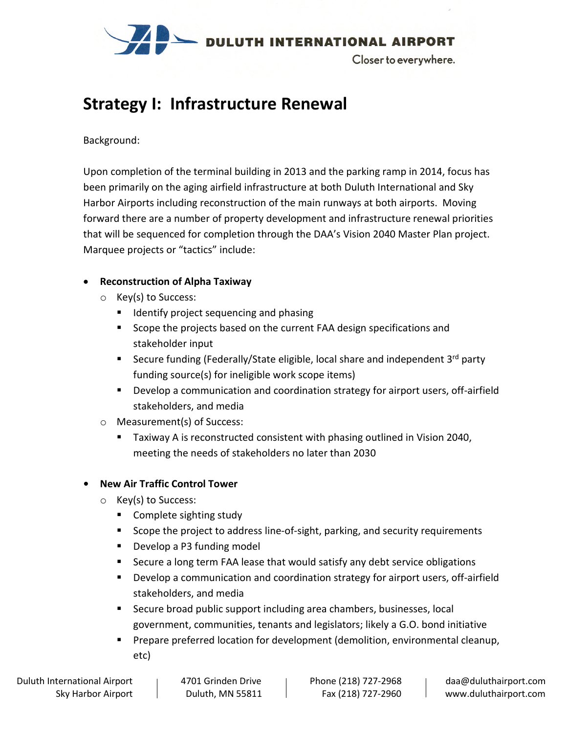# Strategy I: Infrastructure Renewal

Background:

Upon completion of the terminal building in 2013 and the parking ramp in 2014, focus has been primarily on the aging airfield infrastructure at both Duluth International and Sky Harbor Airports including reconstruction of the main runways at both airports. Moving forward there are a number of property development and infrastructure renewal priorities that will be sequenced for completion through the DAA's Vision 2040 Master Plan project. Marquee projects or "tactics" include:

- **Reconstruction of Alpha Taxiway**
  - Key(s) to Success:
    - Identify project sequencing and phasing
    - Scope the projects based on the current FAA design specifications and stakeholder input
    - Secure funding (Federally/State eligible, local share and independent 3rd party funding source(s) for ineligible work scope items)
    - Develop a communication and coordination strategy for airport users, off-airfield stakeholders, and media
  - Measurement(s) of Success:
    - Taxiway A is reconstructed consistent with phasing outlined in Vision 2040, meeting the needs of stakeholders no later than 2030

- **New Air Traffic Control Tower**
  - Key(s) to Success:
    - Complete sighting study
    - Scope the project to address line-of-sight, parking, and security requirements
    - Develop a P3 funding model
    - Secure a long term FAA lease that would satisfy any debt service obligations
    - Develop a communication and coordination strategy for airport users, off-airfield stakeholders, and media
    - Secure broad public support including area chambers, businesses, local government, communities, tenants and legislators; likely a G.O. bond initiative
    - Prepare preferred location for development (demolition, environmental cleanup, etc)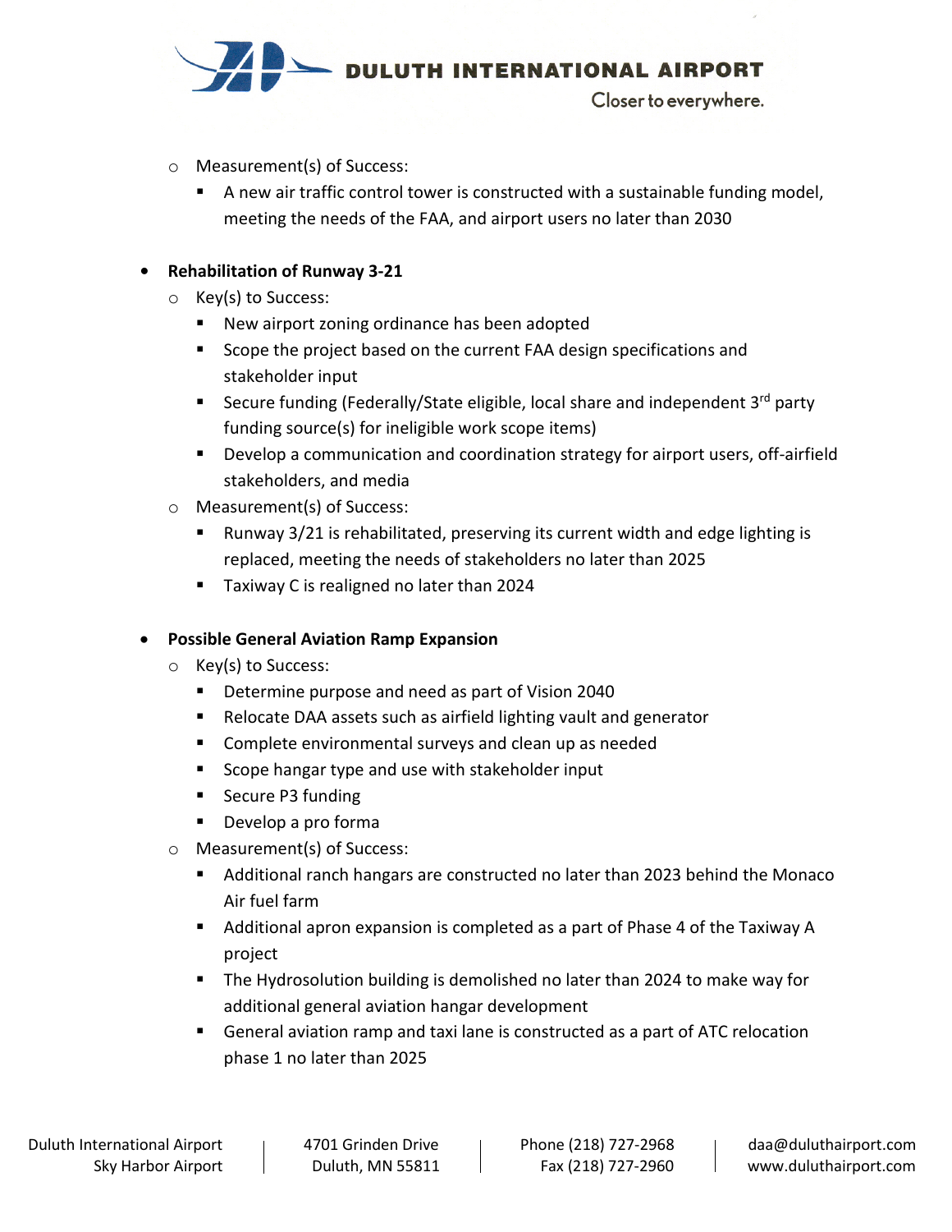- Measurement(s) of Success:
  - A new air traffic control tower is constructed with a sustainable funding model, meeting the needs of the FAA, and airport users no later than 2030

- **Rehabilitation of Runway 3-21**
  - Key(s) to Success:
    - New airport zoning ordinance has been adopted
    - Scope the project based on the current FAA design specifications and stakeholder input
    - Secure funding (Federally/State eligible, local share and independent 3rd party funding source(s) for ineligible work scope items)
    - Develop a communication and coordination strategy for airport users, off-airfield stakeholders, and media
  - Measurement(s) of Success:
    - Runway 3/21 is rehabilitated, preserving its current width and edge lighting is replaced, meeting the needs of stakeholders no later than 2025
    - Taxiway C is realigned no later than 2024

- **Possible General Aviation Ramp Expansion**
  - Key(s) to Success:
    - Determine purpose and need as part of Vision 2040
    - Relocate DAA assets such as airfield lighting vault and generator
    - Complete environmental surveys and clean up as needed
    - Scope hangar type and use with stakeholder input
    - Secure P3 funding
    - Develop a pro forma
  - Measurement(s) of Success:
    - Additional ranch hangars are constructed no later than 2023 behind the Monaco Air fuel farm
    - Additional apron expansion is completed as a part of Phase 4 of the Taxiway A project
    - The Hydrosolution building is demolished no later than 2024 to make way for additional general aviation hangar development
    - General aviation ramp and taxi lane is constructed as a part of ATC relocation phase 1 no later than 2025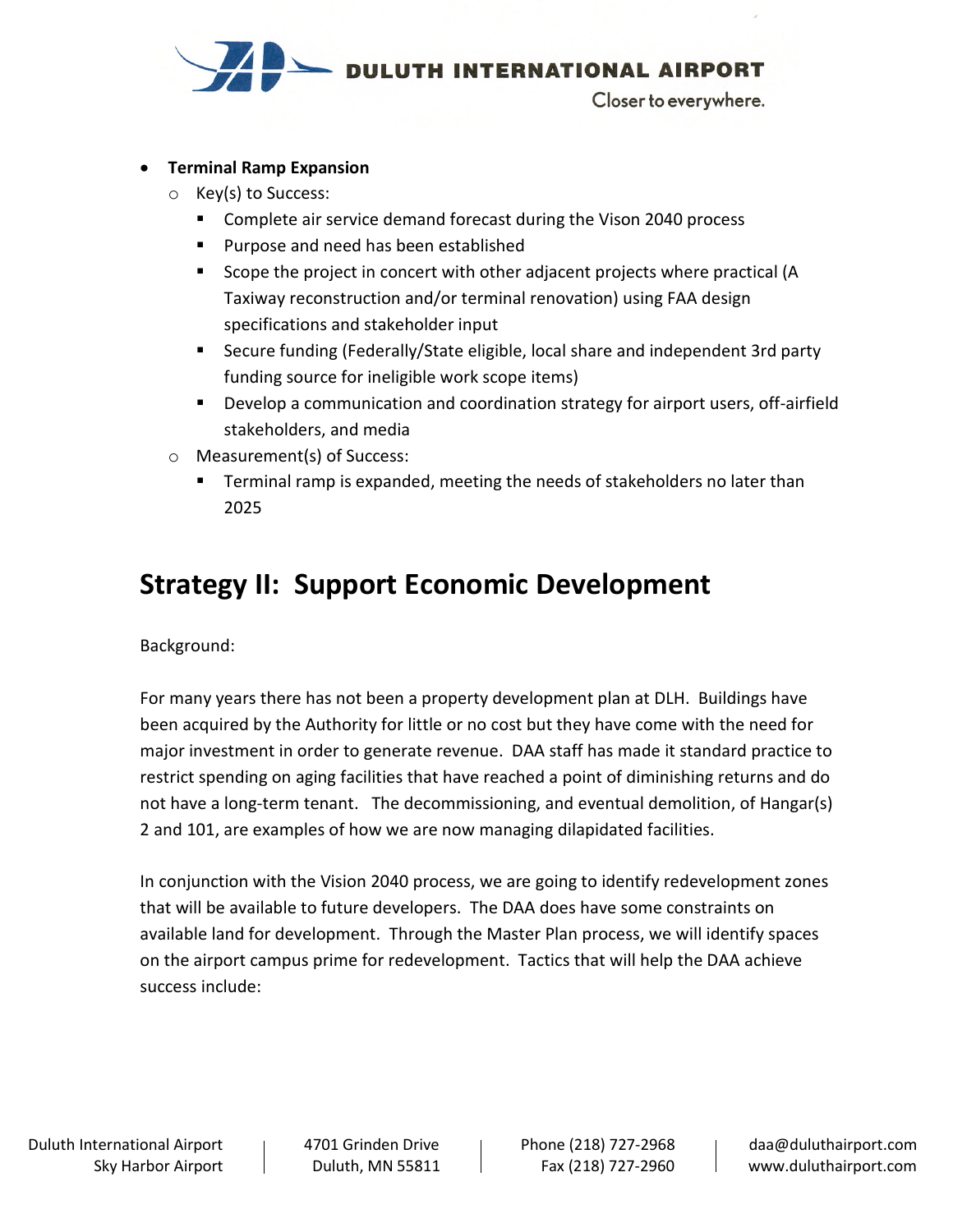- **Terminal Ramp Expansion**
  - Key(s) to Success:
    - Complete air service demand forecast during the Vison 2040 process
    - Purpose and need has been established
    - Scope the project in concert with other adjacent projects where practical (A Taxiway reconstruction and/or terminal renovation) using FAA design specifications and stakeholder input
    - Secure funding (Federally/State eligible, local share and independent 3rd party funding source for ineligible work scope items)
    - Develop a communication and coordination strategy for airport users, off-airfield stakeholders, and media
  - Measurement(s) of Success:
    - Terminal ramp is expanded, meeting the needs of stakeholders no later than 2025

## Strategy II: Support Economic Development

Background:

For many years there has not been a property development plan at DLH. Buildings have been acquired by the Authority for little or no cost but they have come with the need for major investment in order to generate revenue. DAA staff has made it standard practice to restrict spending on aging facilities that have reached a point of diminishing returns and do not have a long-term tenant. The decommissioning, and eventual demolition, of Hangar(s) 2 and 101, are examples of how we are now managing dilapidated facilities.

In conjunction with the Vision 2040 process, we are going to identify redevelopment zones that will be available to future developers. The DAA does have some constraints on available land for development. Through the Master Plan process, we will identify spaces on the airport campus prime for redevelopment. Tactics that will help the DAA achieve success include: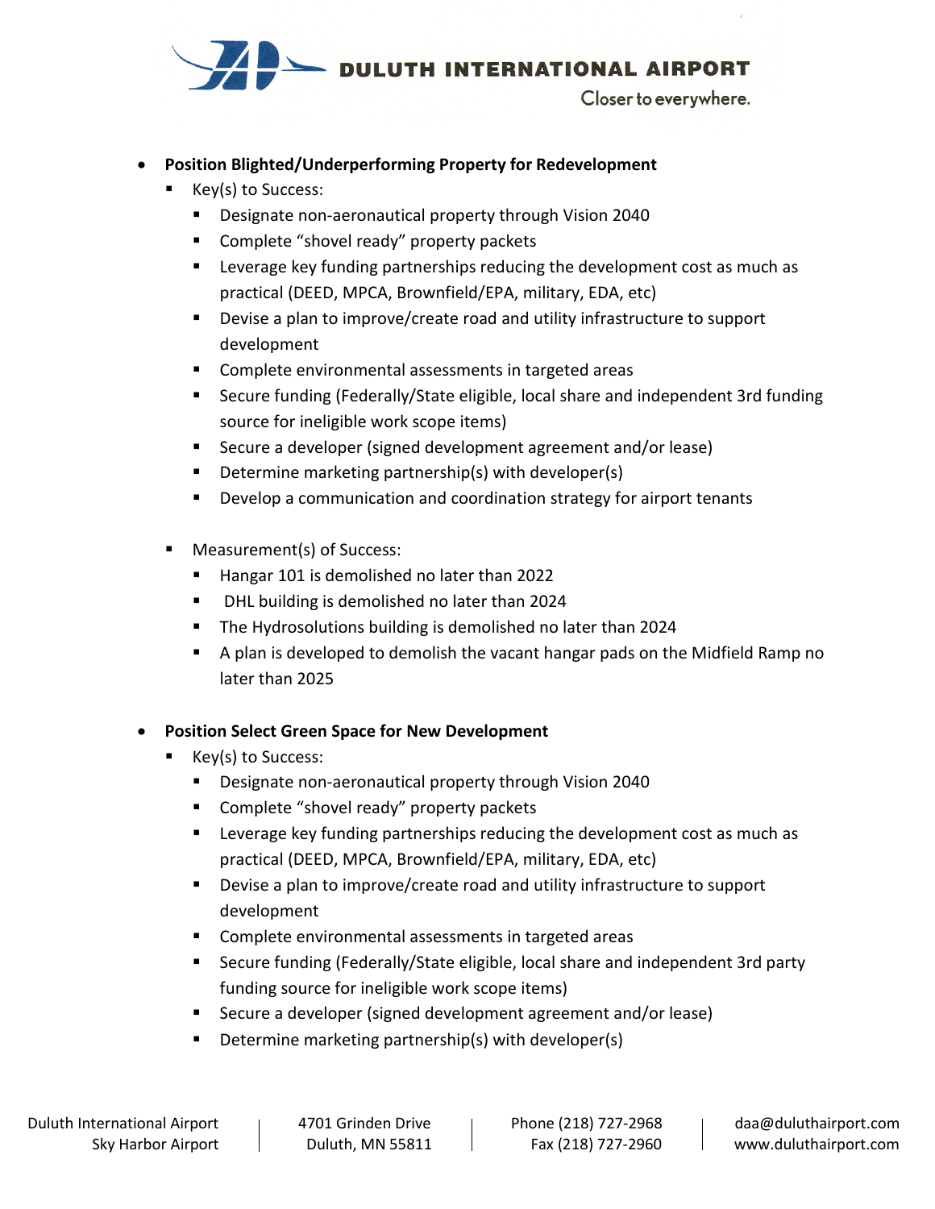- **Position Blighted/Underperforming Property for Redevelopment**
  - Key(s) to Success:
    - Designate non-aeronautical property through Vision 2040
    - Complete "shovel ready" property packets
    - Leverage key funding partnerships reducing the development cost as much as practical (DEED, MPCA, Brownfield/EPA, military, EDA, etc)
    - Devise a plan to improve/create road and utility infrastructure to support development
    - Complete environmental assessments in targeted areas
    - Secure funding (Federally/State eligible, local share and independent 3rd funding source for ineligible work scope items)
    - Secure a developer (signed development agreement and/or lease)
    - Determine marketing partnership(s) with developer(s)
    - Develop a communication and coordination strategy for airport tenants
  - Measurement(s) of Success:
    - Hangar 101 is demolished no later than 2022
    - DHL building is demolished no later than 2024
    - The Hydrosolutions building is demolished no later than 2024
    - A plan is developed to demolish the vacant hangar pads on the Midfield Ramp no later than 2025

- **Position Select Green Space for New Development**
  - Key(s) to Success:
    - Designate non-aeronautical property through Vision 2040
    - Complete "shovel ready" property packets
    - Leverage key funding partnerships reducing the development cost as much as practical (DEED, MPCA, Brownfield/EPA, military, EDA, etc)
    - Devise a plan to improve/create road and utility infrastructure to support development
    - Complete environmental assessments in targeted areas
    - Secure funding (Federally/State eligible, local share and independent 3rd party funding source for ineligible work scope items)
    - Secure a developer (signed development agreement and/or lease)
    - Determine marketing partnership(s) with developer(s)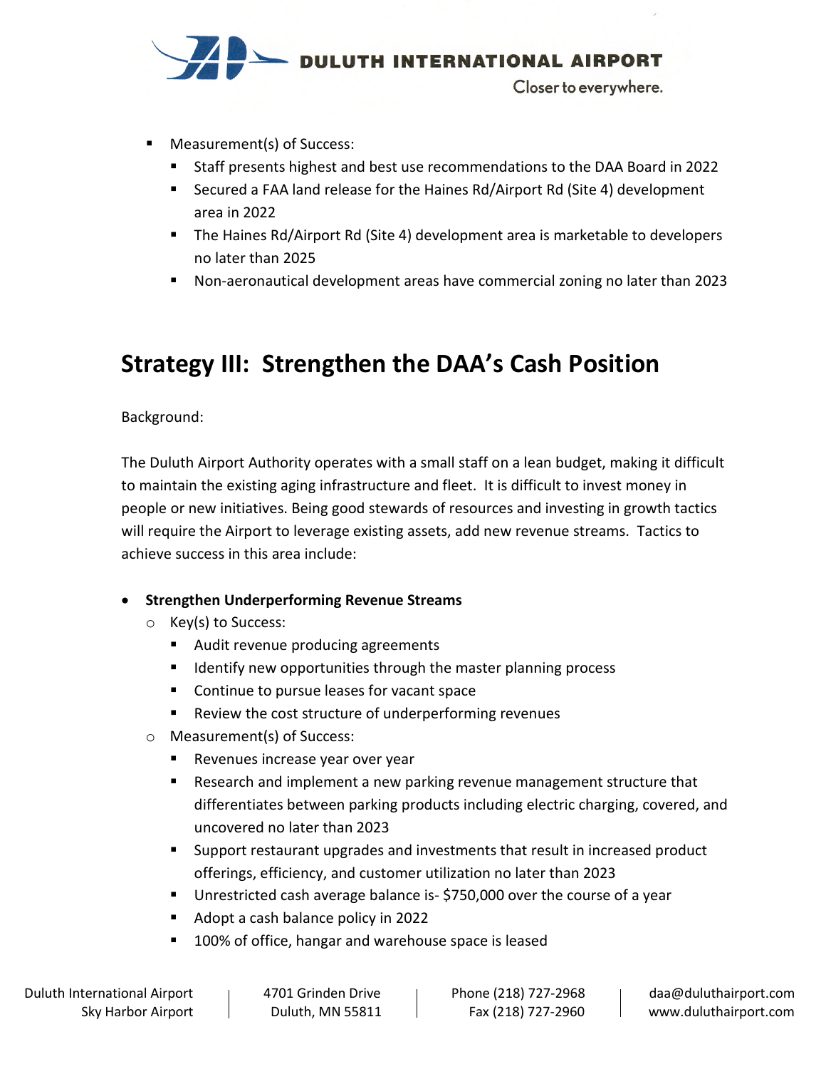- Measurement(s) of Success:
  - Staff presents highest and best use recommendations to the DAA Board in 2022
  - Secured a FAA land release for the Haines Rd/Airport Rd (Site 4) development area in 2022
  - The Haines Rd/Airport Rd (Site 4) development area is marketable to developers no later than 2025
  - Non-aeronautical development areas have commercial zoning no later than 2023

## Strategy III: Strengthen the DAA's Cash Position

Background:

The Duluth Airport Authority operates with a small staff on a lean budget, making it difficult to maintain the existing aging infrastructure and fleet. It is difficult to invest money in people or new initiatives. Being good stewards of resources and investing in growth tactics will require the Airport to leverage existing assets, add new revenue streams. Tactics to achieve success in this area include:

- **Strengthen Underperforming Revenue Streams**
  - Key(s) to Success:
    - Audit revenue producing agreements
    - Identify new opportunities through the master planning process
    - Continue to pursue leases for vacant space
    - Review the cost structure of underperforming revenues
  - Measurement(s) of Success:
    - Revenues increase year over year
    - Research and implement a new parking revenue management structure that differentiates between parking products including electric charging, covered, and uncovered no later than 2023
    - Support restaurant upgrades and investments that result in increased product offerings, efficiency, and customer utilization no later than 2023
    - Unrestricted cash average balance is- $750,000 over the course of a year
    - Adopt a cash balance policy in 2022
    - 100% of office, hangar and warehouse space is leased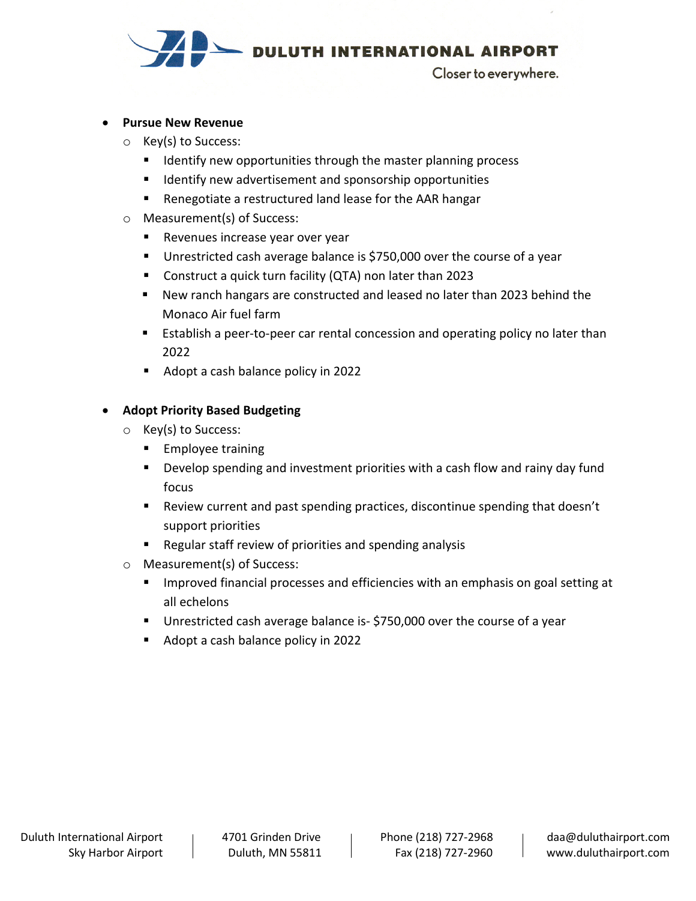- **Pursue New Revenue**
  - Key(s) to Success:
    - Identify new opportunities through the master planning process
    - Identify new advertisement and sponsorship opportunities
    - Renegotiate a restructured land lease for the AAR hangar
  - Measurement(s) of Success:
    - Revenues increase year over year
    - Unrestricted cash average balance is $750,000 over the course of a year
    - Construct a quick turn facility (QTA) non later than 2023
    - New ranch hangars are constructed and leased no later than 2023 behind the Monaco Air fuel farm
    - Establish a peer-to-peer car rental concession and operating policy no later than 2022
    - Adopt a cash balance policy in 2022

- **Adopt Priority Based Budgeting**
  - Key(s) to Success:
    - Employee training
    - Develop spending and investment priorities with a cash flow and rainy day fund focus
    - Review current and past spending practices, discontinue spending that doesn't support priorities
    - Regular staff review of priorities and spending analysis
  - Measurement(s) of Success:
    - Improved financial processes and efficiencies with an emphasis on goal setting at all echelons
    - Unrestricted cash average balance is- $750,000 over the course of a year
    - Adopt a cash balance policy in 2022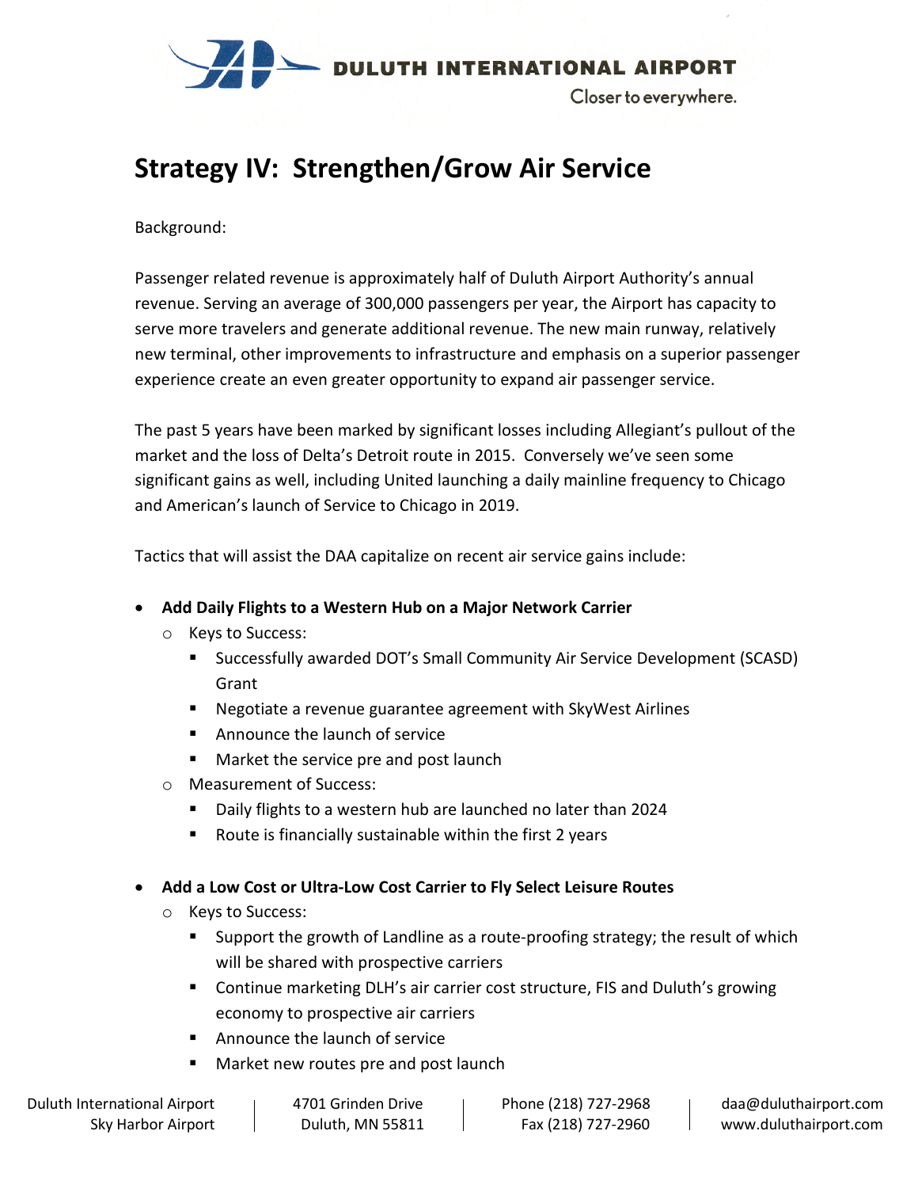# Strategy IV: Strengthen/Grow Air Service

Background:

Passenger related revenue is approximately half of Duluth Airport Authority's annual revenue. Serving an average of 300,000 passengers per year, the Airport has capacity to serve more travelers and generate additional revenue. The new main runway, relatively new terminal, other improvements to infrastructure and emphasis on a superior passenger experience create an even greater opportunity to expand air passenger service.

The past 5 years have been marked by significant losses including Allegiant's pullout of the market and the loss of Delta's Detroit route in 2015. Conversely we've seen some significant gains as well, including United launching a daily mainline frequency to Chicago and American's launch of Service to Chicago in 2019.

Tactics that will assist the DAA capitalize on recent air service gains include:

- **Add Daily Flights to a Western Hub on a Major Network Carrier**
  - Keys to Success:
    - Successfully awarded DOT's Small Community Air Service Development (SCASD) Grant
    - Negotiate a revenue guarantee agreement with SkyWest Airlines
    - Announce the launch of service
    - Market the service pre and post launch
  - Measurement of Success:
    - Daily flights to a western hub are launched no later than 2024
    - Route is financially sustainable within the first 2 years

- **Add a Low Cost or Ultra-Low Cost Carrier to Fly Select Leisure Routes**
  - Keys to Success:
    - Support the growth of Landline as a route-proofing strategy; the result of which will be shared with prospective carriers
    - Continue marketing DLH's air carrier cost structure, FIS and Duluth's growing economy to prospective air carriers
    - Announce the launch of service
    - Market new routes pre and post launch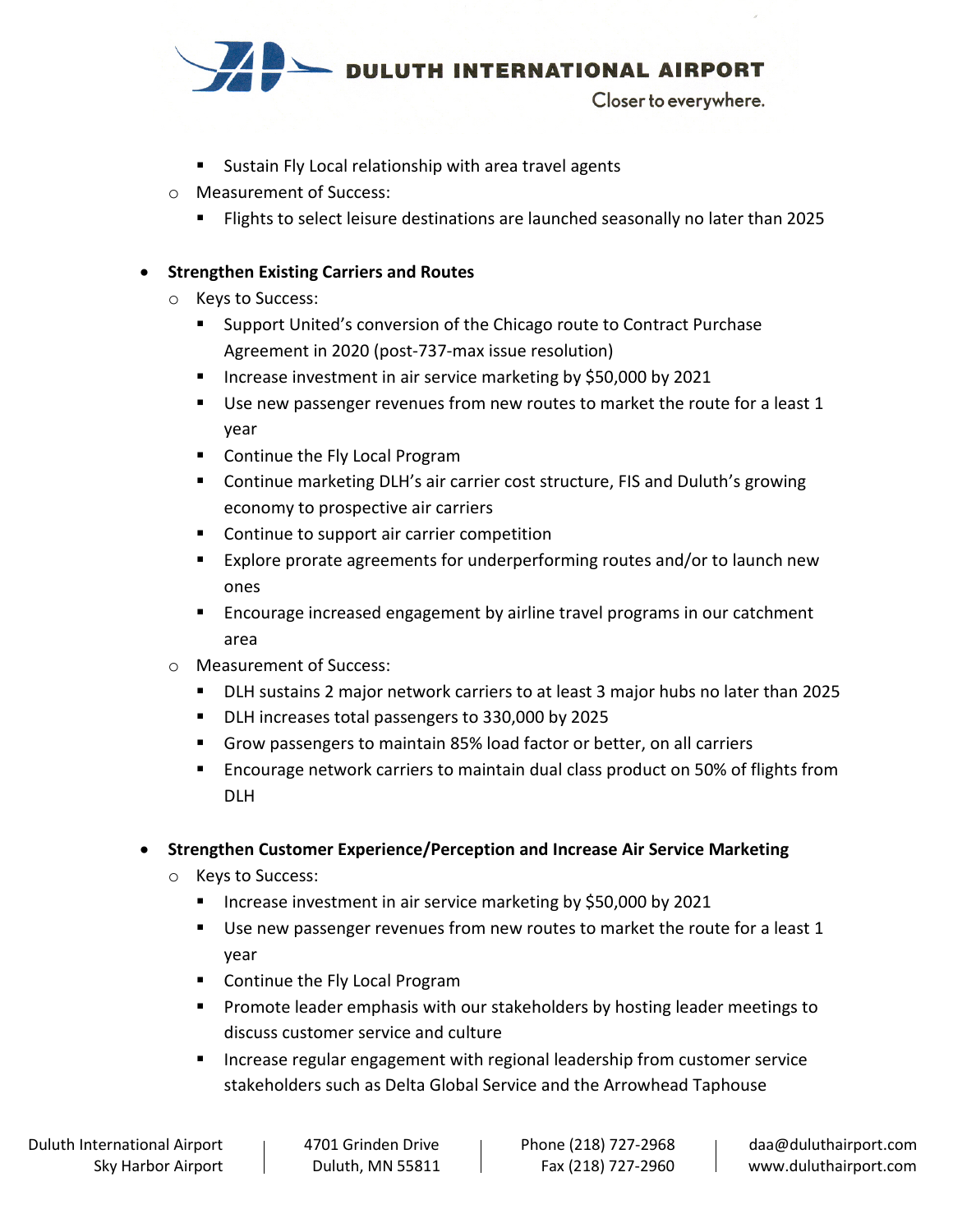- Sustain Fly Local relationship with area travel agents
  - Measurement of Success:
    - Flights to select leisure destinations are launched seasonally no later than 2025

- **Strengthen Existing Carriers and Routes**
  - Keys to Success:
    - Support United's conversion of the Chicago route to Contract Purchase Agreement in 2020 (post-737-max issue resolution)
    - Increase investment in air service marketing by $50,000 by 2021
    - Use new passenger revenues from new routes to market the route for a least 1 year
    - Continue the Fly Local Program
    - Continue marketing DLH's air carrier cost structure, FIS and Duluth's growing economy to prospective air carriers
    - Continue to support air carrier competition
    - Explore prorate agreements for underperforming routes and/or to launch new ones
    - Encourage increased engagement by airline travel programs in our catchment area
  - Measurement of Success:
    - DLH sustains 2 major network carriers to at least 3 major hubs no later than 2025
    - DLH increases total passengers to 330,000 by 2025
    - Grow passengers to maintain 85% load factor or better, on all carriers
    - Encourage network carriers to maintain dual class product on 50% of flights from DLH

- **Strengthen Customer Experience/Perception and Increase Air Service Marketing**
  - Keys to Success:
    - Increase investment in air service marketing by $50,000 by 2021
    - Use new passenger revenues from new routes to market the route for a least 1 year
    - Continue the Fly Local Program
    - Promote leader emphasis with our stakeholders by hosting leader meetings to discuss customer service and culture
    - Increase regular engagement with regional leadership from customer service stakeholders such as Delta Global Service and the Arrowhead Taphouse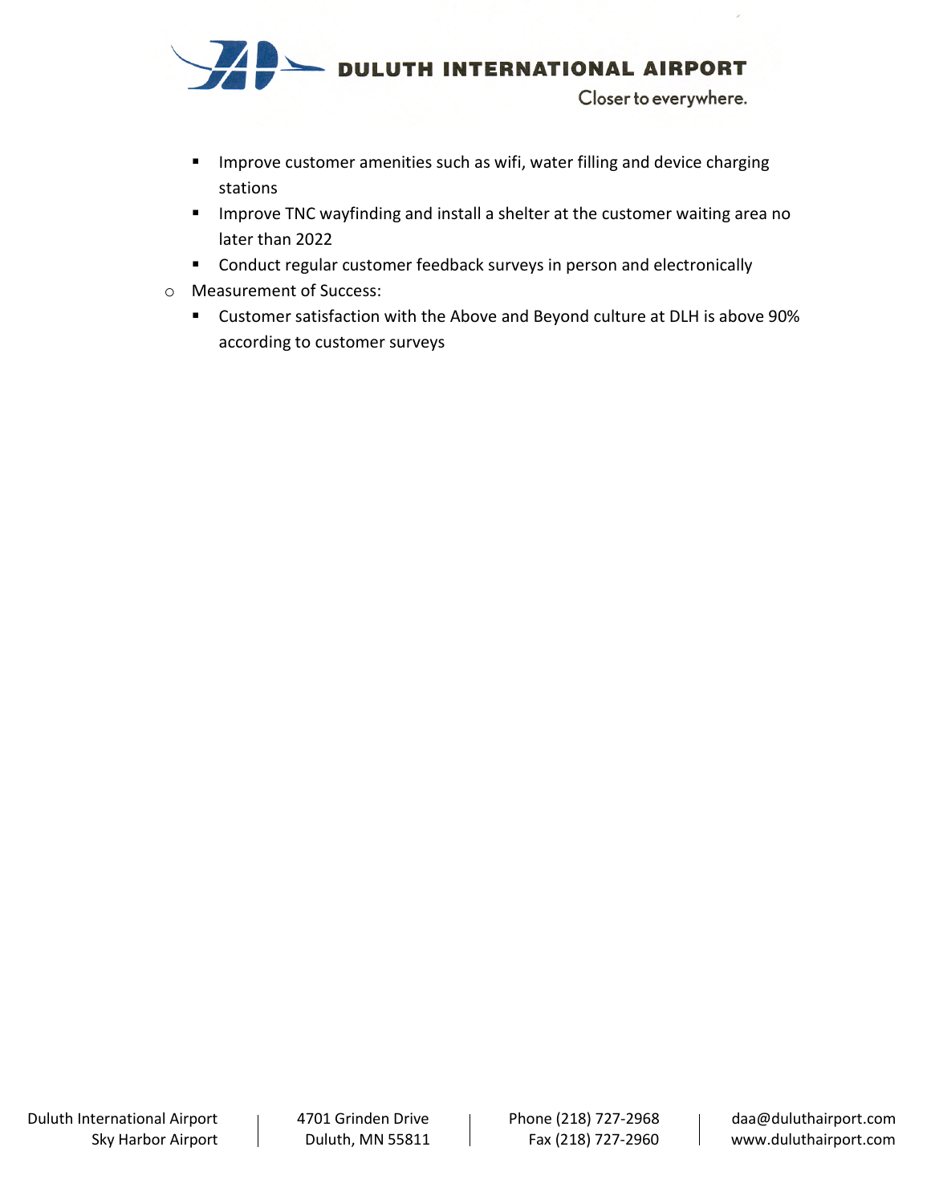- Improve customer amenities such as wifi, water filling and device charging stations
- Improve TNC wayfinding and install a shelter at the customer waiting area no later than 2022
- Conduct regular customer feedback surveys in person and electronically

- Measurement of Success:
  - Customer satisfaction with the Above and Beyond culture at DLH is above 90% according to customer surveys